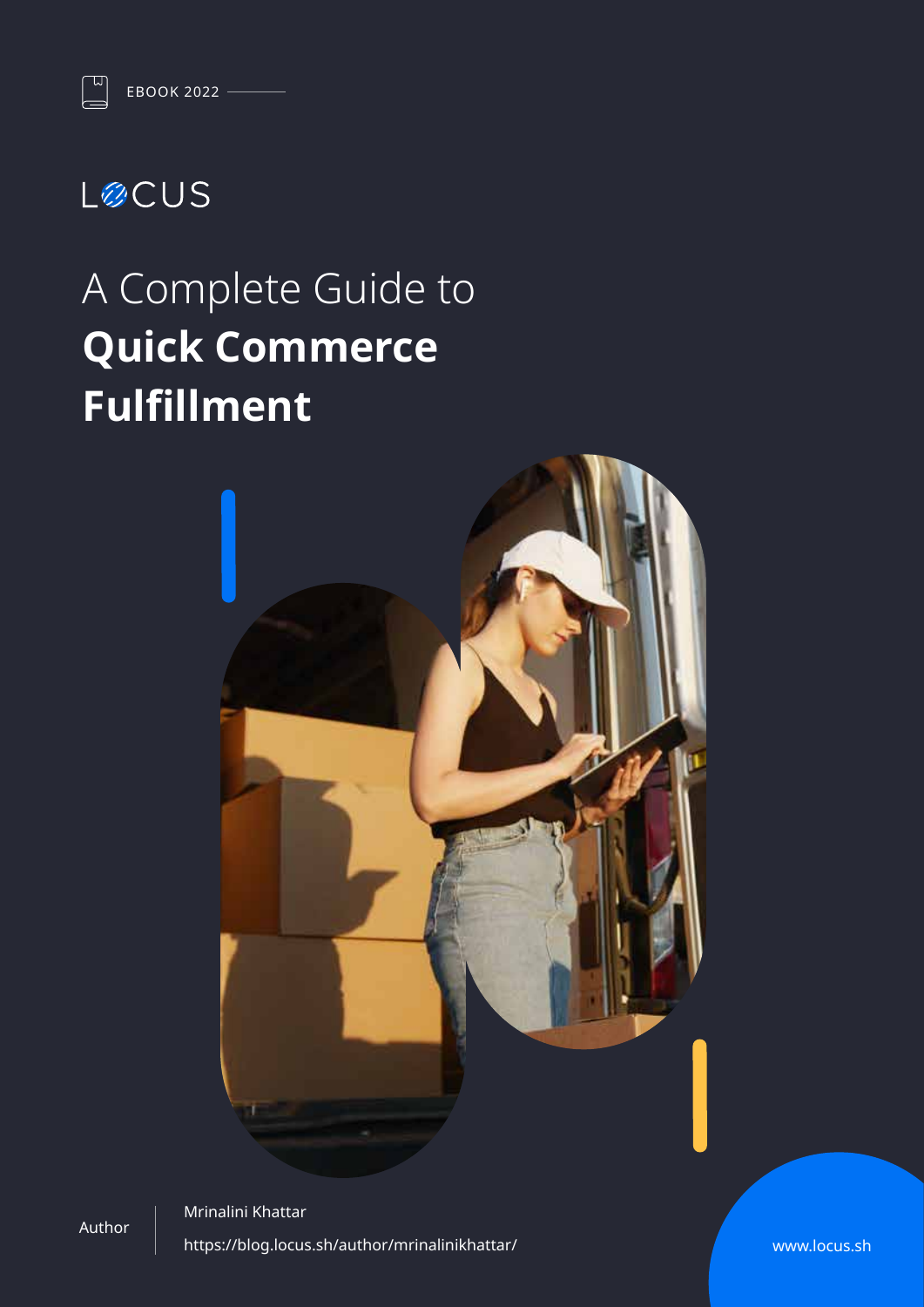EBOOK 2022

LOCUS

# A Complete Guide to **Quick Commerce Fulfillment**

Author

Mrinalini Khattar

https://blog.locus.sh/author/mrinalinikhattar/

www.locus.sh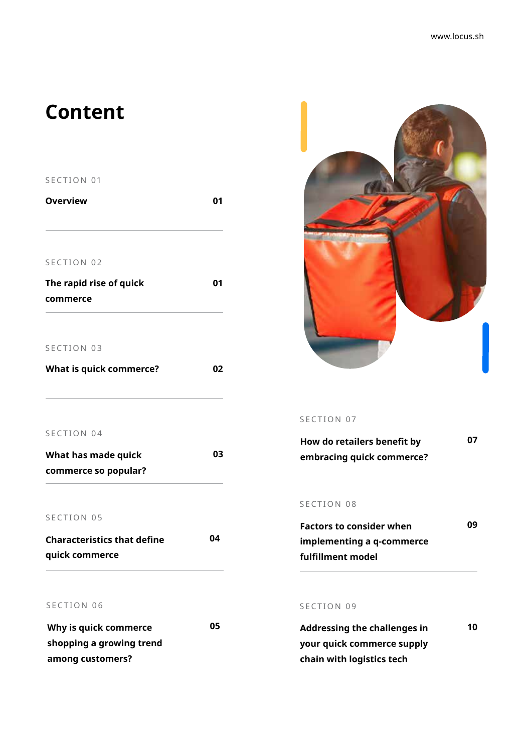# Content

SECTION 01

| Overview | 01 |
|---|---|

SECTION 02

| The rapid rise of quick commerce | 01 |
|---|---|

SECTION 03

| What is quick commerce? | 02 |
|---|---|

SECTION 04

| What has made quick commerce so popular? | 03 |
|---|---|

SECTION 05

| Characteristics that define quick commerce | 04 |
|---|---|

SECTION 06

| Why is quick commerce shopping a growing trend among customers? | 05 |
|---|---|

SECTION 07

| How do retailers benefit by embracing quick commerce? | 07 |
|---|---|

SECTION 08

| Factors to consider when implementing a q-commerce fulfillment model | 09 |
|---|---|

SECTION 09

| Addressing the challenges in your quick commerce supply chain with logistics tech | 10 |
|---|---|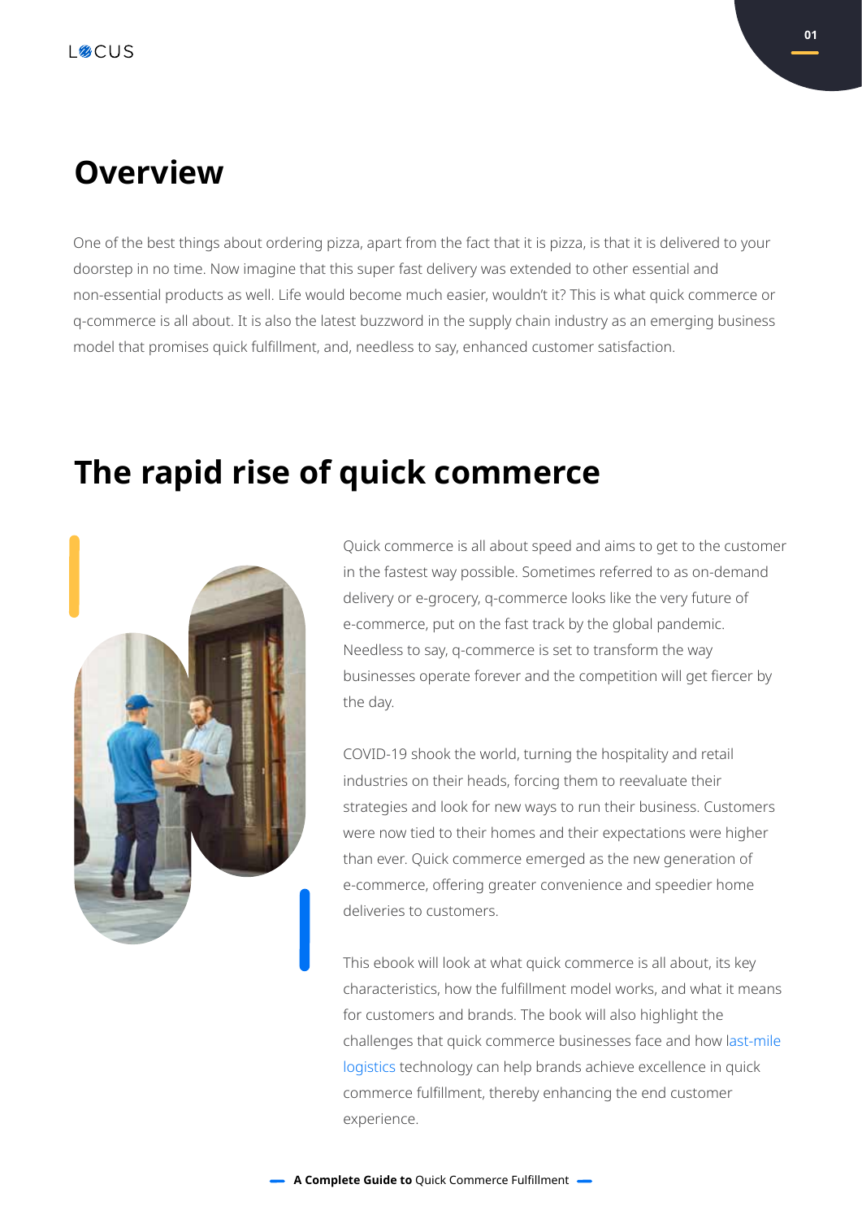## Overview

One of the best things about ordering pizza, apart from the fact that it is pizza, is that it is delivered to your doorstep in no time. Now imagine that this super fast delivery was extended to other essential and non-essential products as well. Life would become much easier, wouldn't it? This is what quick commerce or q-commerce is all about. It is also the latest buzzword in the supply chain industry as an emerging business model that promises quick fulfillment, and, needless to say, enhanced customer satisfaction.

## The rapid rise of quick commerce

Quick commerce is all about speed and aims to get to the customer in the fastest way possible. Sometimes referred to as on-demand delivery or e-grocery, q-commerce looks like the very future of e-commerce, put on the fast track by the global pandemic. Needless to say, q-commerce is set to transform the way businesses operate forever and the competition will get fiercer by the day.

COVID-19 shook the world, turning the hospitality and retail industries on their heads, forcing them to reevaluate their strategies and look for new ways to run their business. Customers were now tied to their homes and their expectations were higher than ever. Quick commerce emerged as the new generation of e-commerce, offering greater convenience and speedier home deliveries to customers.

This ebook will look at what quick commerce is all about, its key characteristics, how the fulfillment model works, and what it means for customers and brands. The book will also highlight the challenges that quick commerce businesses face and how last-mile logistics technology can help brands achieve excellence in quick commerce fulfillment, thereby enhancing the end customer experience.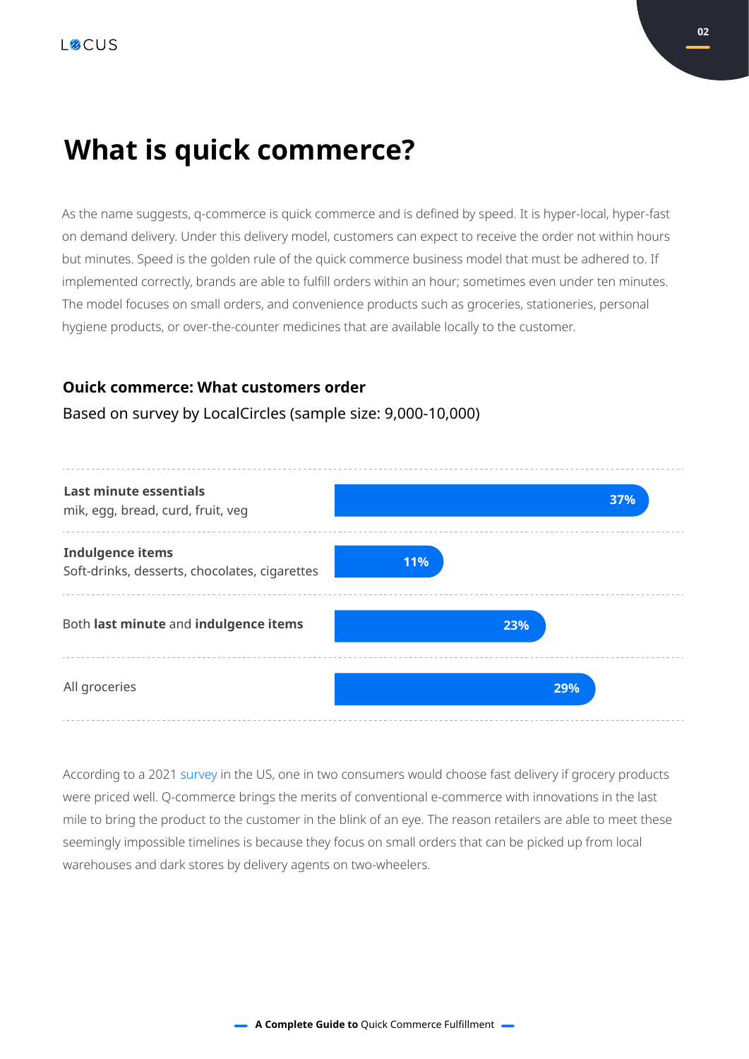# What is quick commerce?

As the name suggests, q-commerce is quick commerce and is defined by speed. It is hyper-local, hyper-fast on demand delivery. Under this delivery model, customers can expect to receive the order not within hours but minutes. Speed is the golden rule of the quick commerce business model that must be adhered to. If implemented correctly, brands are able to fulfill orders within an hour; sometimes even under ten minutes. The model focuses on small orders, and convenience products such as groceries, stationeries, personal hygiene products, or over-the-counter medicines that are available locally to the customer.

**Ouick commerce: What customers order**

Based on survey by LocalCircles (sample size: 9,000-10,000)

| Category | Share |
|---|---|
| **Last minute essentials** mik, egg, bread, curd, fruit, veg | 37% |
| **Indulgence items** Soft-drinks, desserts, chocolates, cigarettes | 11% |
| Both **last minute** and **indulgence items** | 23% |
| All groceries | 29% |

According to a 2021 survey in the US, one in two consumers would choose fast delivery if grocery products were priced well. Q-commerce brings the merits of conventional e-commerce with innovations in the last mile to bring the product to the customer in the blink of an eye. The reason retailers are able to meet these seemingly impossible timelines is because they focus on small orders that can be picked up from local warehouses and dark stores by delivery agents on two-wheelers.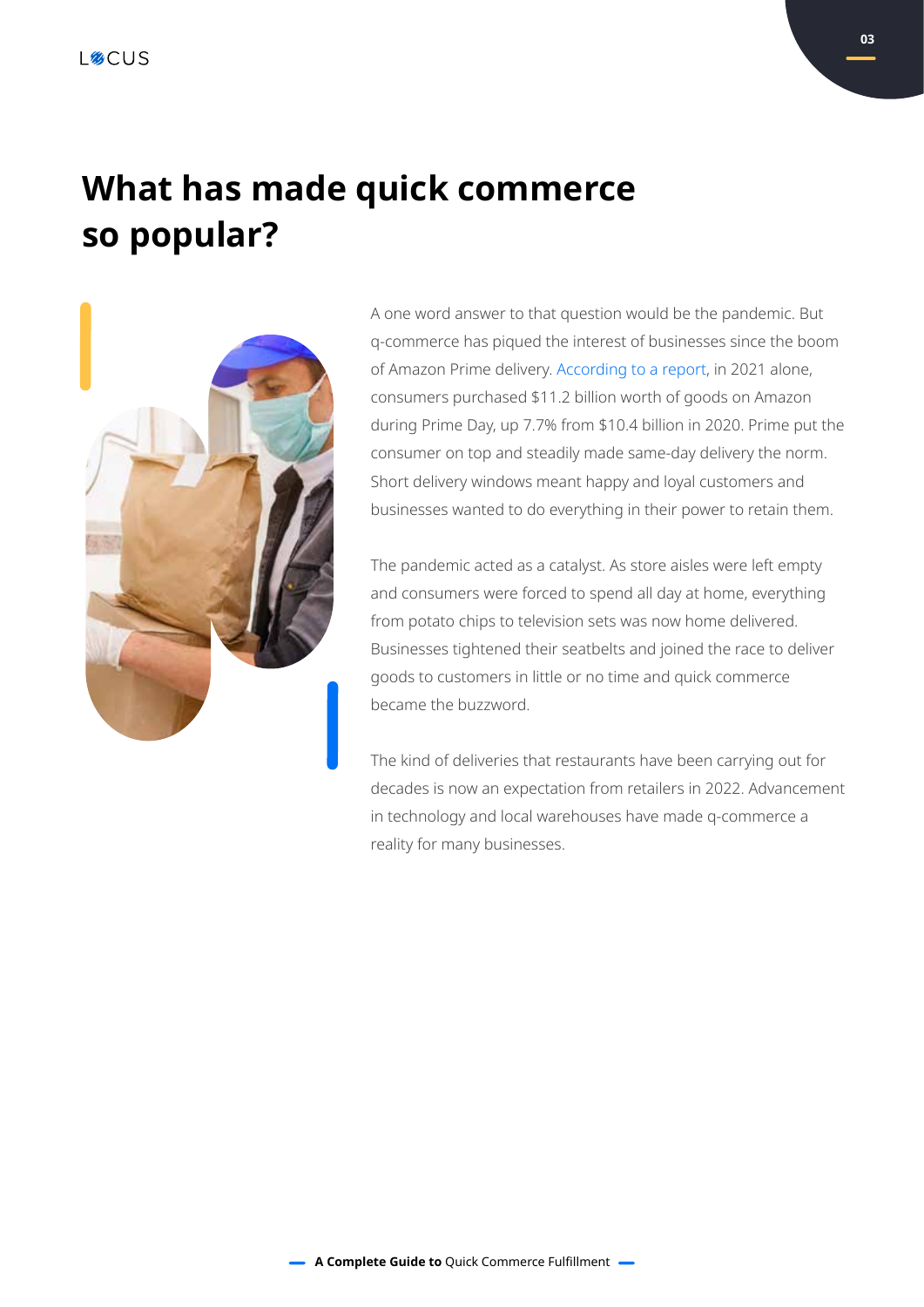# What has made quick commerce so popular?

A one word answer to that question would be the pandemic. But q-commerce has piqued the interest of businesses since the boom of Amazon Prime delivery. According to a report, in 2021 alone, consumers purchased $11.2 billion worth of goods on Amazon during Prime Day, up 7.7% from $10.4 billion in 2020. Prime put the consumer on top and steadily made same-day delivery the norm. Short delivery windows meant happy and loyal customers and businesses wanted to do everything in their power to retain them.

The pandemic acted as a catalyst. As store aisles were left empty and consumers were forced to spend all day at home, everything from potato chips to television sets was now home delivered. Businesses tightened their seatbelts and joined the race to deliver goods to customers in little or no time and quick commerce became the buzzword.

The kind of deliveries that restaurants have been carrying out for decades is now an expectation from retailers in 2022. Advancement in technology and local warehouses have made q-commerce a reality for many businesses.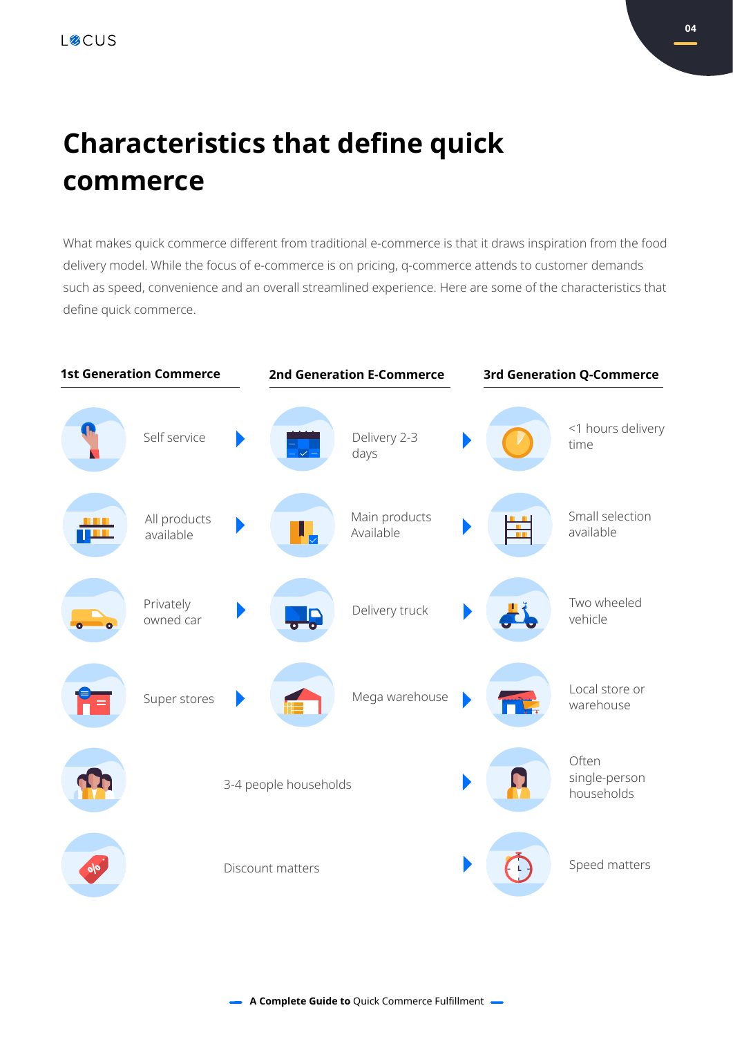# Characteristics that define quick commerce

What makes quick commerce different from traditional e-commerce is that it draws inspiration from the food delivery model. While the focus of e-commerce is on pricing, q-commerce attends to customer demands such as speed, convenience and an overall streamlined experience. Here are some of the characteristics that define quick commerce.

| 1st Generation Commerce | 2nd Generation E-Commerce | 3rd Generation Q-Commerce |
| --- | --- | --- |
| Self service | Delivery 2-3 days | <1 hours delivery time |
| All products available | Main products Available | Small selection available |
| Privately owned car | Delivery truck | Two wheeled vehicle |
| Super stores | Mega warehouse | Local store or warehouse |
| 3-4 people households | | Often single-person households |
| Discount matters | | Speed matters |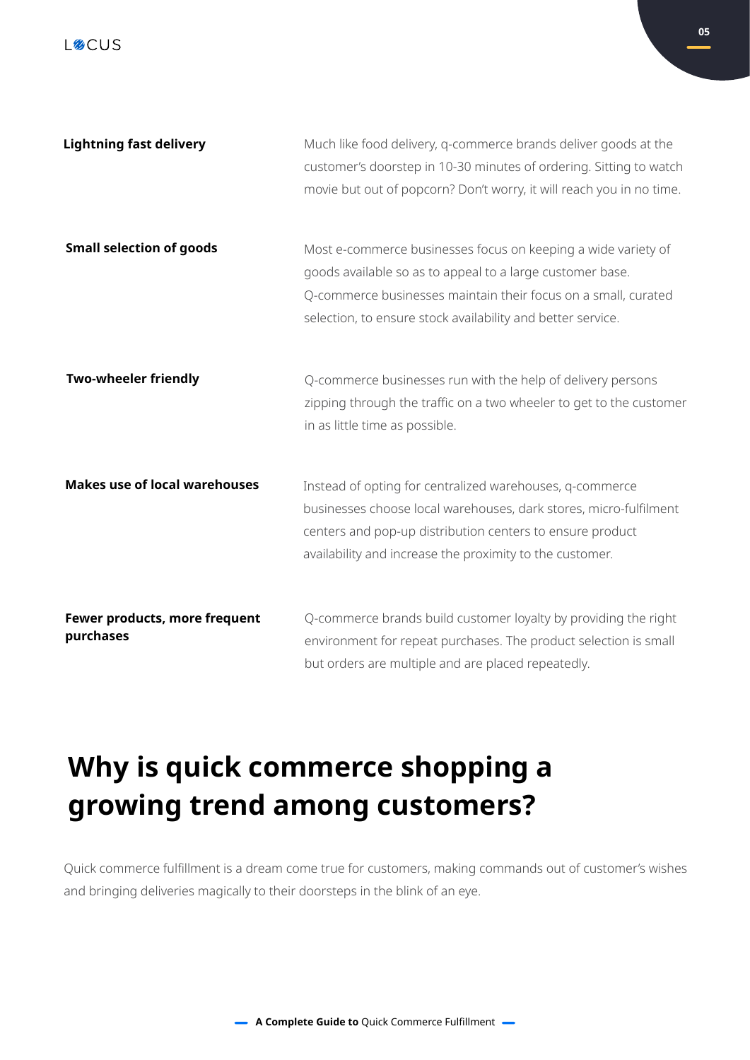**Lightning fast delivery**

Much like food delivery, q-commerce brands deliver goods at the customer's doorstep in 10-30 minutes of ordering. Sitting to watch movie but out of popcorn? Don't worry, it will reach you in no time.

**Small selection of goods**

Most e-commerce businesses focus on keeping a wide variety of goods available so as to appeal to a large customer base. Q-commerce businesses maintain their focus on a small, curated selection, to ensure stock availability and better service.

**Two-wheeler friendly**

Q-commerce businesses run with the help of delivery persons zipping through the traffic on a two wheeler to get to the customer in as little time as possible.

**Makes use of local warehouses**

Instead of opting for centralized warehouses, q-commerce businesses choose local warehouses, dark stores, micro-fulfilment centers and pop-up distribution centers to ensure product availability and increase the proximity to the customer.

**Fewer products, more frequent purchases**

Q-commerce brands build customer loyalty by providing the right environment for repeat purchases. The product selection is small but orders are multiple and are placed repeatedly.

# Why is quick commerce shopping a growing trend among customers?

Quick commerce fulfillment is a dream come true for customers, making commands out of customer's wishes and bringing deliveries magically to their doorsteps in the blink of an eye.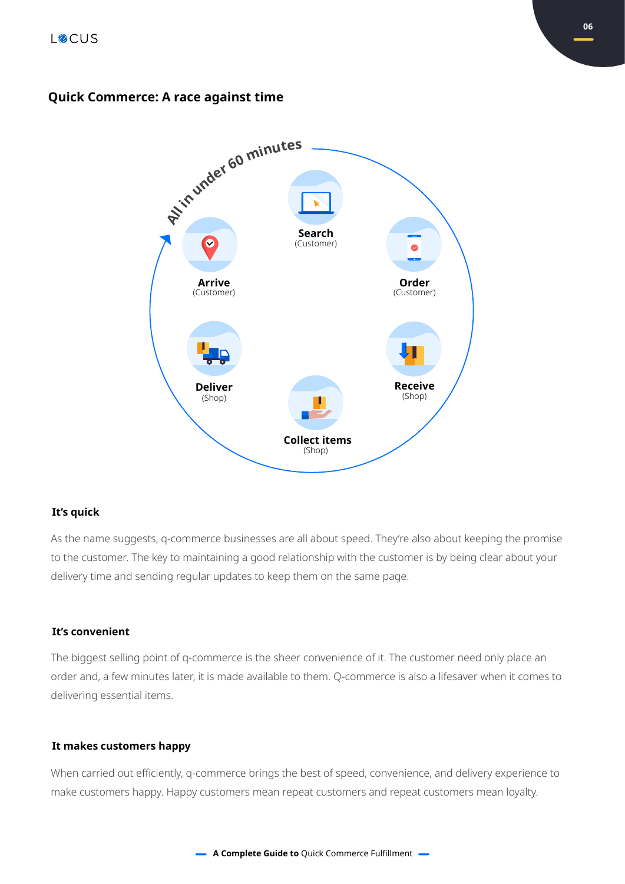## Quick Commerce: A race against time

All in under 60 minutes

**Search** (Customer)

**Order** (Customer)

**Receive** (Shop)

**Collect items** (Shop)

**Deliver** (Shop)

**Arrive** (Customer)

#### It's quick

As the name suggests, q-commerce businesses are all about speed. They're also about keeping the promise to the customer. The key to maintaining a good relationship with the customer is by being clear about your delivery time and sending regular updates to keep them on the same page.

#### It's convenient

The biggest selling point of q-commerce is the sheer convenience of it. The customer need only place an order and, a few minutes later, it is made available to them. Q-commerce is also a lifesaver when it comes to delivering essential items.

#### It makes customers happy

When carried out efficiently, q-commerce brings the best of speed, convenience, and delivery experience to make customers happy. Happy customers mean repeat customers and repeat customers mean loyalty.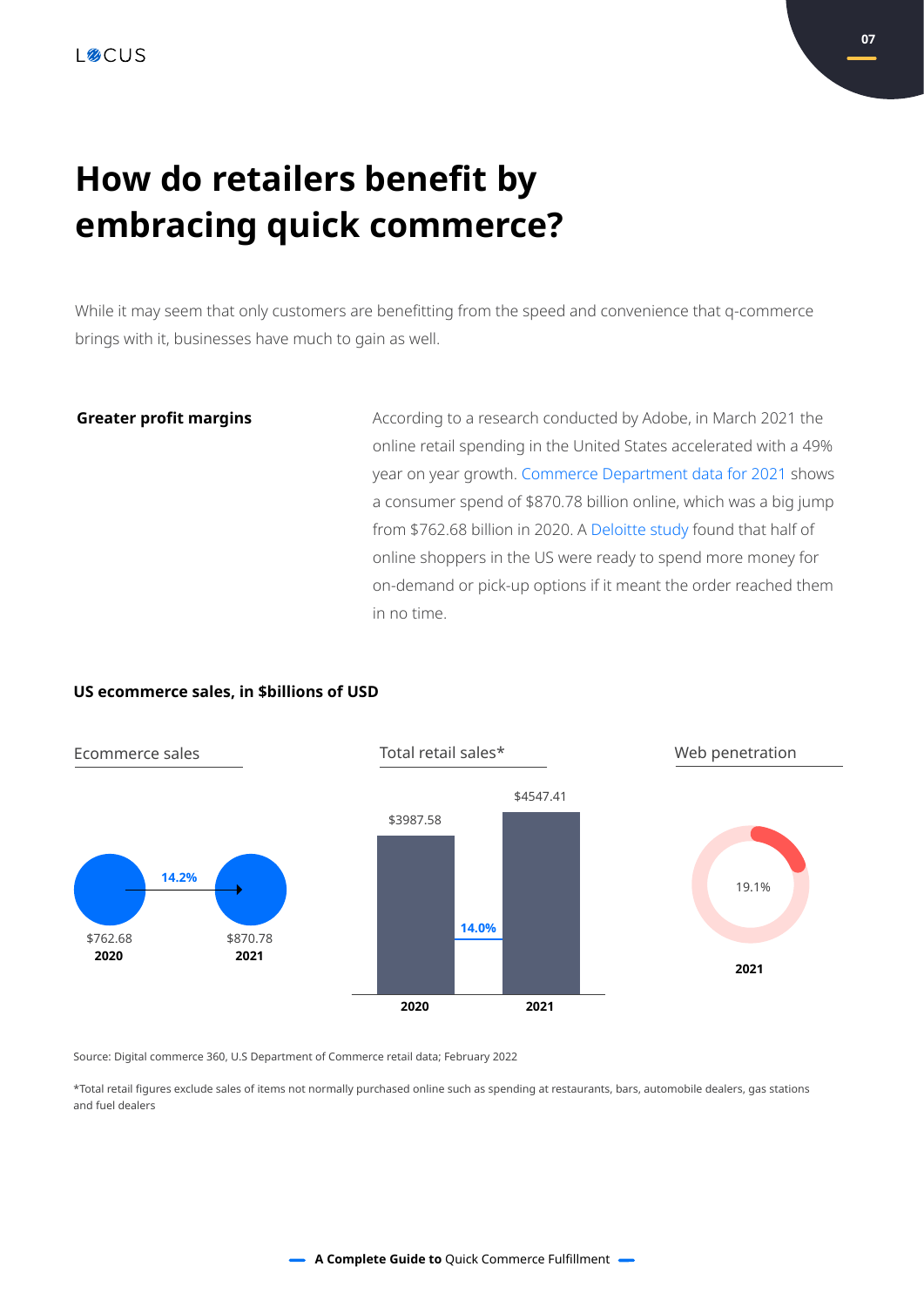# How do retailers benefit by embracing quick commerce?

While it may seem that only customers are benefitting from the speed and convenience that q-commerce brings with it, businesses have much to gain as well.

**Greater profit margins**

According to a research conducted by Adobe, in March 2021 the online retail spending in the United States accelerated with a 49% year on year growth. Commerce Department data for 2021 shows a consumer spend of $870.78 billion online, which was a big jump from $762.68 billion in 2020. A Deloitte study found that half of online shoppers in the US were ready to spend more money for on-demand or pick-up options if it meant the order reached them in no time.

**US ecommerce sales, in $billions of USD**

Ecommerce sales

| | 2020 | 2021 |
|---|---|---|
| Ecommerce sales | $762.68 | $870.78 |
| Growth | | 14.2% |

Total retail sales*

| | 2020 | 2021 |
|---|---|---|
| Total retail sales* | $3987.58 | $4547.41 |
| Growth | | 14.0% |

Web penetration

| | 2021 |
|---|---|
| Web penetration | 19.1% |

Source: Digital commerce 360, U.S Department of Commerce retail data; February 2022

*Total retail figures exclude sales of items not normally purchased online such as spending at restaurants, bars, automobile dealers, gas stations and fuel dealers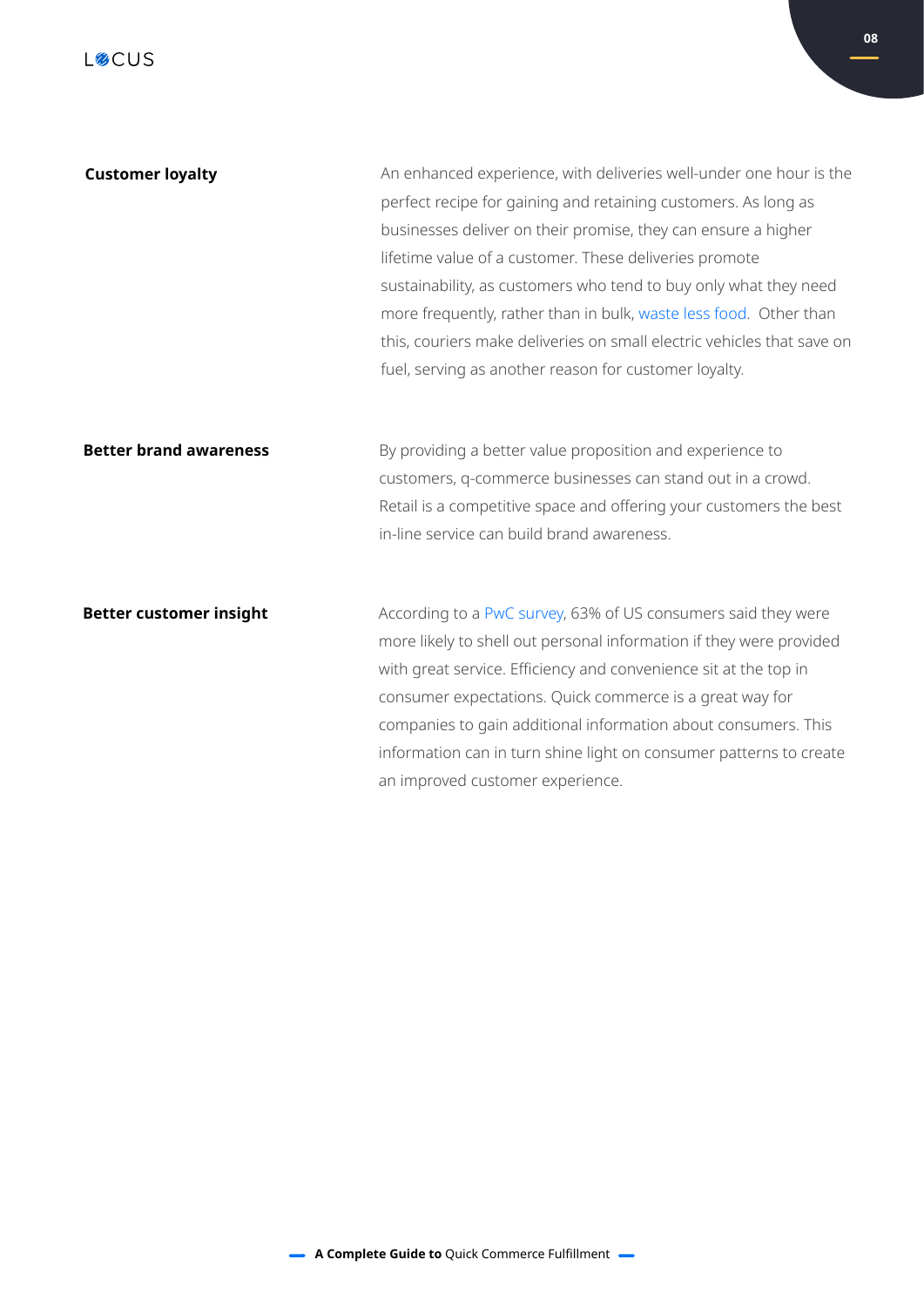**Customer loyalty**

An enhanced experience, with deliveries well-under one hour is the perfect recipe for gaining and retaining customers. As long as businesses deliver on their promise, they can ensure a higher lifetime value of a customer. These deliveries promote sustainability, as customers who tend to buy only what they need more frequently, rather than in bulk, waste less food. Other than this, couriers make deliveries on small electric vehicles that save on fuel, serving as another reason for customer loyalty.

**Better brand awareness**

By providing a better value proposition and experience to customers, q-commerce businesses can stand out in a crowd. Retail is a competitive space and offering your customers the best in-line service can build brand awareness.

**Better customer insight**

According to a PwC survey, 63% of US consumers said they were more likely to shell out personal information if they were provided with great service. Efficiency and convenience sit at the top in consumer expectations. Quick commerce is a great way for companies to gain additional information about consumers. This information can in turn shine light on consumer patterns to create an improved customer experience.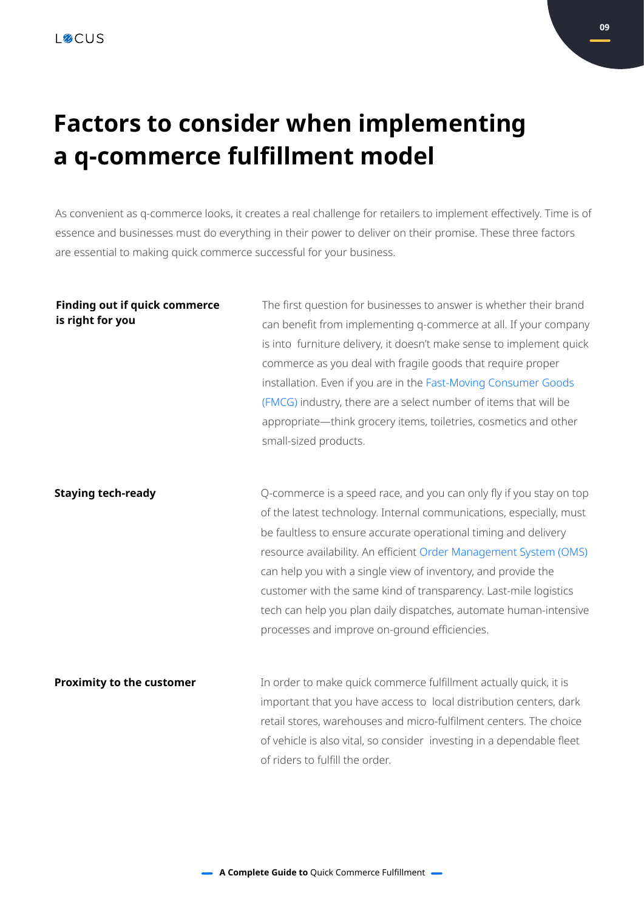# Factors to consider when implementing a q-commerce fulfillment model

As convenient as q-commerce looks, it creates a real challenge for retailers to implement effectively. Time is of essence and businesses must do everything in their power to deliver on their promise. These three factors are essential to making quick commerce successful for your business.

**Finding out if quick commerce is right for you**

The first question for businesses to answer is whether their brand can benefit from implementing q-commerce at all. If your company is into furniture delivery, it doesn't make sense to implement quick commerce as you deal with fragile goods that require proper installation. Even if you are in the Fast-Moving Consumer Goods (FMCG) industry, there are a select number of items that will be appropriate—think grocery items, toiletries, cosmetics and other small-sized products.

**Staying tech-ready**

Q-commerce is a speed race, and you can only fly if you stay on top of the latest technology. Internal communications, especially, must be faultless to ensure accurate operational timing and delivery resource availability. An efficient Order Management System (OMS) can help you with a single view of inventory, and provide the customer with the same kind of transparency. Last-mile logistics tech can help you plan daily dispatches, automate human-intensive processes and improve on-ground efficiencies.

**Proximity to the customer**

In order to make quick commerce fulfillment actually quick, it is important that you have access to local distribution centers, dark retail stores, warehouses and micro-fulfilment centers. The choice of vehicle is also vital, so consider investing in a dependable fleet of riders to fulfill the order.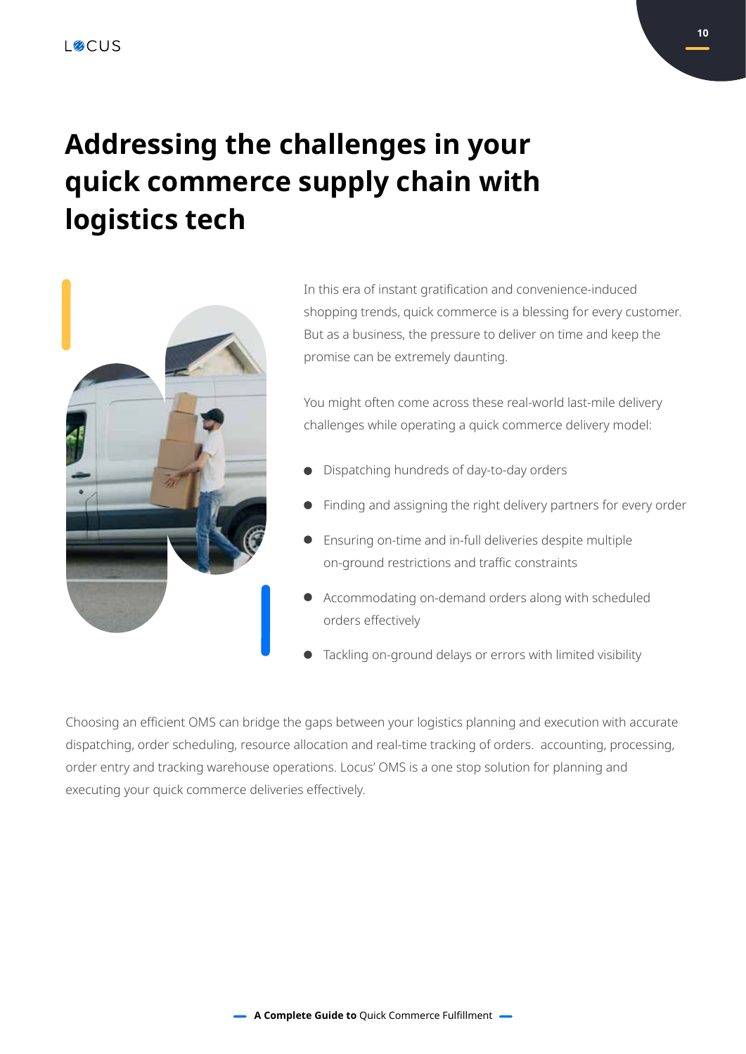# Addressing the challenges in your quick commerce supply chain with logistics tech

In this era of instant gratification and convenience-induced shopping trends, quick commerce is a blessing for every customer. But as a business, the pressure to deliver on time and keep the promise can be extremely daunting.

You might often come across these real-world last-mile delivery challenges while operating a quick commerce delivery model:

- Dispatching hundreds of day-to-day orders
- Finding and assigning the right delivery partners for every order
- Ensuring on-time and in-full deliveries despite multiple on-ground restrictions and traffic constraints
- Accommodating on-demand orders along with scheduled orders effectively
- Tackling on-ground delays or errors with limited visibility

Choosing an efficient OMS can bridge the gaps between your logistics planning and execution with accurate dispatching, order scheduling, resource allocation and real-time tracking of orders.  accounting, processing, order entry and tracking warehouse operations. Locus' OMS is a one stop solution for planning and executing your quick commerce deliveries effectively.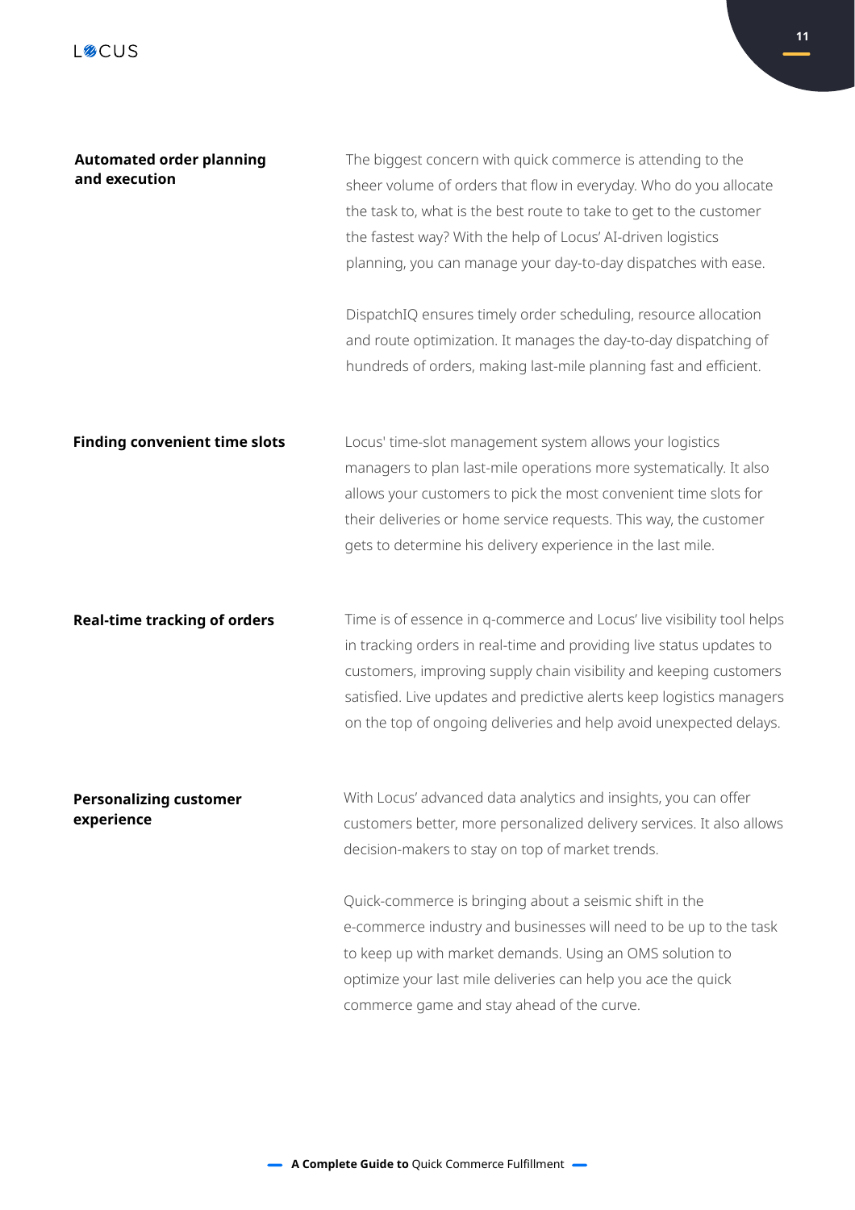**Automated order planning and execution**

The biggest concern with quick commerce is attending to the sheer volume of orders that flow in everyday. Who do you allocate the task to, what is the best route to take to get to the customer the fastest way? With the help of Locus' AI-driven logistics planning, you can manage your day-to-day dispatches with ease.

DispatchIQ ensures timely order scheduling, resource allocation and route optimization. It manages the day-to-day dispatching of hundreds of orders, making last-mile planning fast and efficient.

**Finding convenient time slots**

Locus' time-slot management system allows your logistics managers to plan last-mile operations more systematically. It also allows your customers to pick the most convenient time slots for their deliveries or home service requests. This way, the customer gets to determine his delivery experience in the last mile.

**Real-time tracking of orders**

Time is of essence in q-commerce and Locus' live visibility tool helps in tracking orders in real-time and providing live status updates to customers, improving supply chain visibility and keeping customers satisfied. Live updates and predictive alerts keep logistics managers on the top of ongoing deliveries and help avoid unexpected delays.

**Personalizing customer experience**

With Locus' advanced data analytics and insights, you can offer customers better, more personalized delivery services. It also allows decision-makers to stay on top of market trends.

Quick-commerce is bringing about a seismic shift in the e-commerce industry and businesses will need to be up to the task to keep up with market demands. Using an OMS solution to optimize your last mile deliveries can help you ace the quick commerce game and stay ahead of the curve.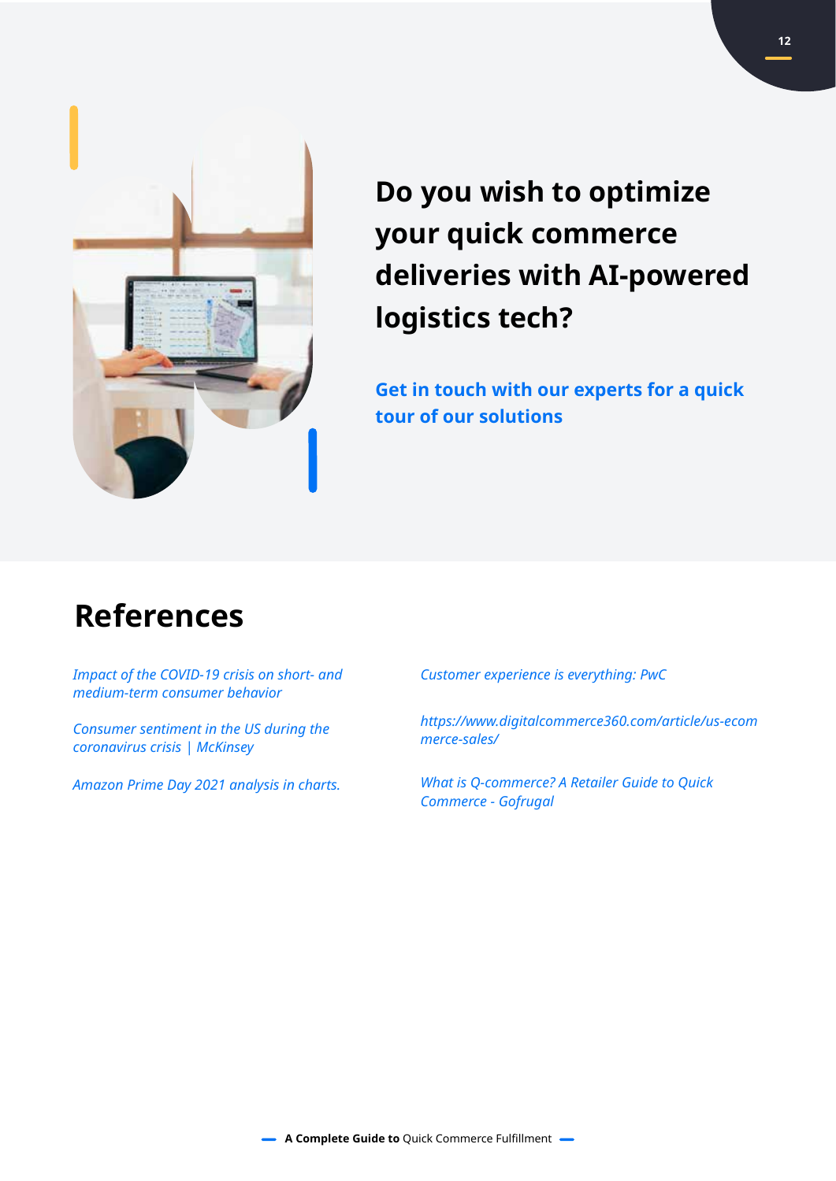## Do you wish to optimize your quick commerce deliveries with AI-powered logistics tech?

**Get in touch with our experts for a quick tour of our solutions**

# References

*Impact of the COVID-19 crisis on short- and medium-term consumer behavior*

*Consumer sentiment in the US during the coronavirus crisis | McKinsey*

*Amazon Prime Day 2021 analysis in charts.*

*Customer experience is everything: PwC*

*https://www.digitalcommerce360.com/article/us-ecommerce-sales/*

*What is Q-commerce? A Retailer Guide to Quick Commerce - Gofrugal*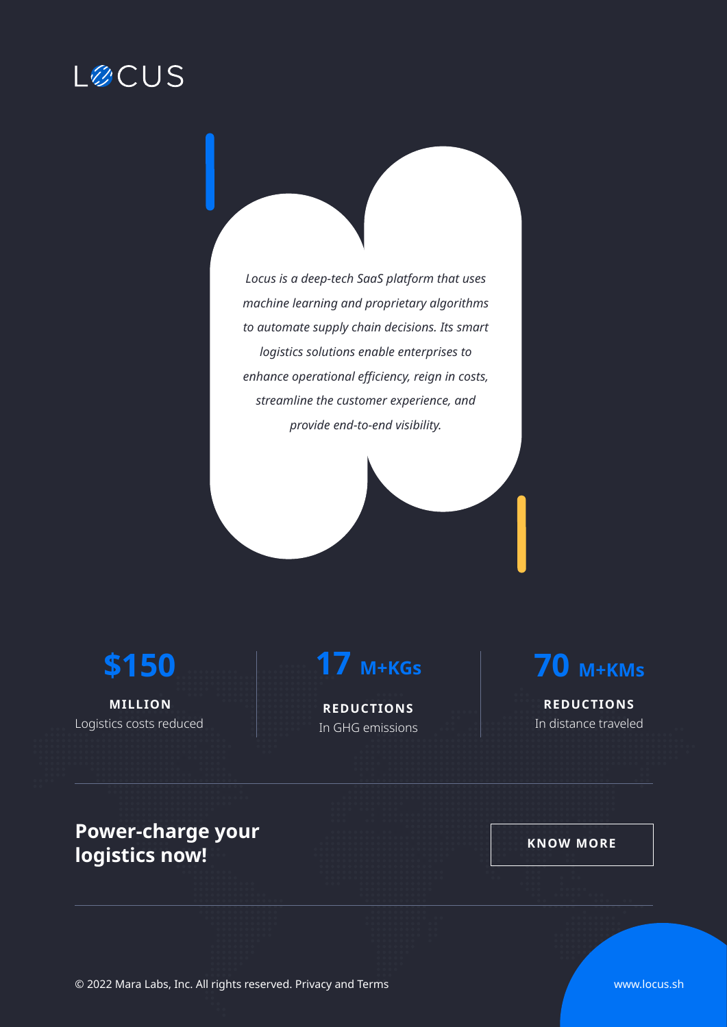LOCUS

*Locus is a deep-tech SaaS platform that uses machine learning and proprietary algorithms to automate supply chain decisions. Its smart logistics solutions enable enterprises to enhance operational efficiency, reign in costs, streamline the customer experience, and provide end-to-end visibility.*

**$150**

**MILLION**
Logistics costs reduced

**17 M+KGs**

**REDUCTIONS**
In GHG emissions

**70 M+KMs**

**REDUCTIONS**
In distance traveled

## Power-charge your logistics now!

**KNOW MORE**

© 2022 Mara Labs, Inc. All rights reserved. Privacy and Terms

www.locus.sh